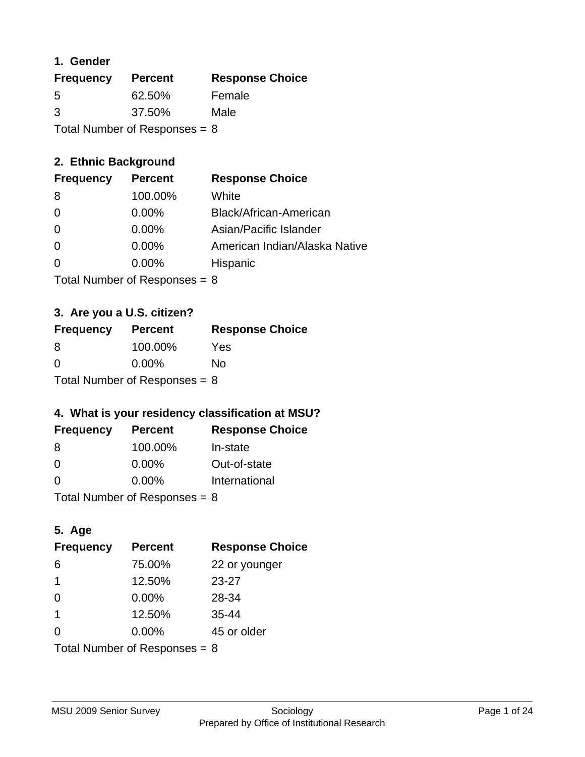### 1. Gender

| Frequency | Percent | Response Choice |
|---|---|---|
| 5 | 62.50% | Female |
| 3 | 37.50% | Male |

Total Number of Responses = 8

### 2. Ethnic Background

| Frequency | Percent | Response Choice |
|---|---|---|
| 8 | 100.00% | White |
| 0 | 0.00% | Black/African-American |
| 0 | 0.00% | Asian/Pacific Islander |
| 0 | 0.00% | American Indian/Alaska Native |
| 0 | 0.00% | Hispanic |

Total Number of Responses = 8

### 3. Are you a U.S. citizen?

| Frequency | Percent | Response Choice |
|---|---|---|
| 8 | 100.00% | Yes |
| 0 | 0.00% | No |

Total Number of Responses = 8

### 4. What is your residency classification at MSU?

| Frequency | Percent | Response Choice |
|---|---|---|
| 8 | 100.00% | In-state |
| 0 | 0.00% | Out-of-state |
| 0 | 0.00% | International |

Total Number of Responses = 8

### 5. Age

| Frequency | Percent | Response Choice |
|---|---|---|
| 6 | 75.00% | 22 or younger |
| 1 | 12.50% | 23-27 |
| 0 | 0.00% | 28-34 |
| 1 | 12.50% | 35-44 |
| 0 | 0.00% | 45 or older |

Total Number of Responses = 8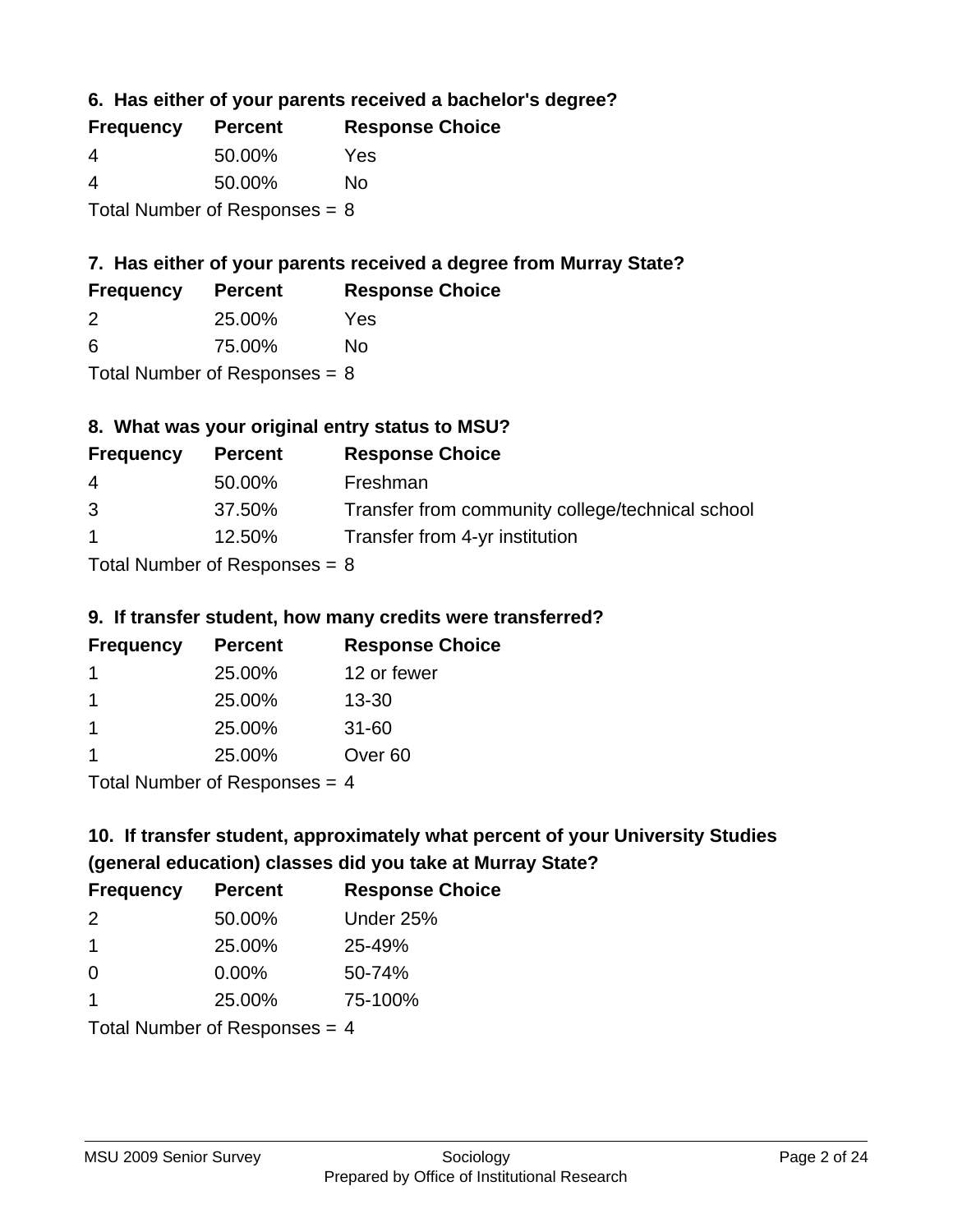### 6. Has either of your parents received a bachelor's degree?

| Frequency | Percent | Response Choice |
|---|---|---|
| 4 | 50.00% | Yes |
| 4 | 50.00% | No |

Total Number of Responses = 8

### 7. Has either of your parents received a degree from Murray State?

| Frequency | Percent | Response Choice |
|---|---|---|
| 2 | 25.00% | Yes |
| 6 | 75.00% | No |

Total Number of Responses = 8

### 8. What was your original entry status to MSU?

| Frequency | Percent | Response Choice |
|---|---|---|
| 4 | 50.00% | Freshman |
| 3 | 37.50% | Transfer from community college/technical school |
| 1 | 12.50% | Transfer from 4-yr institution |

Total Number of Responses = 8

### 9. If transfer student, how many credits were transferred?

| Frequency | Percent | Response Choice |
|---|---|---|
| 1 | 25.00% | 12 or fewer |
| 1 | 25.00% | 13-30 |
| 1 | 25.00% | 31-60 |
| 1 | 25.00% | Over 60 |

Total Number of Responses = 4

### 10. If transfer student, approximately what percent of your University Studies (general education) classes did you take at Murray State?

| Frequency | Percent | Response Choice |
|---|---|---|
| 2 | 50.00% | Under 25% |
| 1 | 25.00% | 25-49% |
| 0 | 0.00% | 50-74% |
| 1 | 25.00% | 75-100% |

Total Number of Responses = 4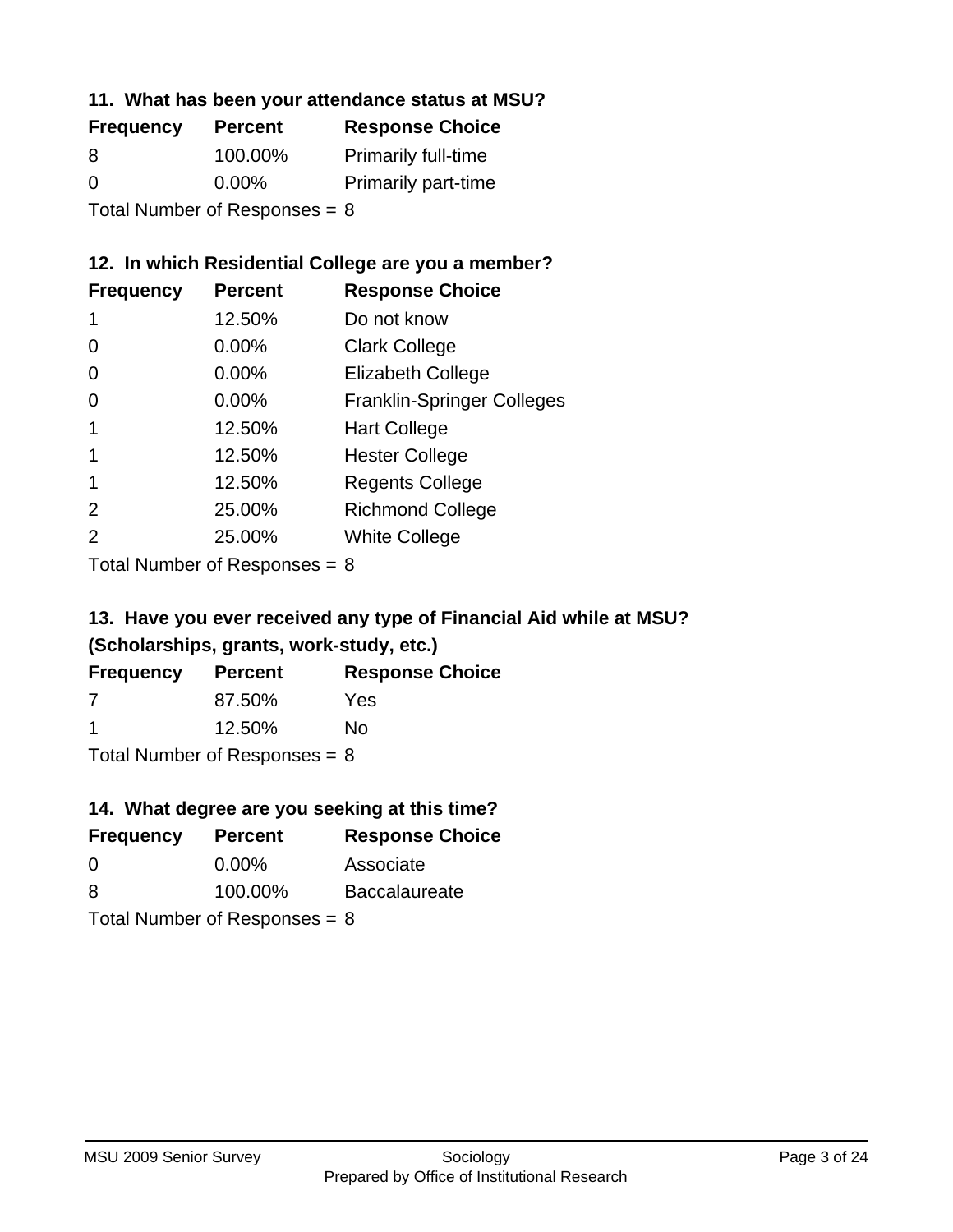### 11. What has been your attendance status at MSU?

| Frequency | Percent | Response Choice |
|---|---|---|
| 8 | 100.00% | Primarily full-time |
| 0 | 0.00% | Primarily part-time |

Total Number of Responses = 8

### 12. In which Residential College are you a member?

| Frequency | Percent | Response Choice |
|---|---|---|
| 1 | 12.50% | Do not know |
| 0 | 0.00% | Clark College |
| 0 | 0.00% | Elizabeth College |
| 0 | 0.00% | Franklin-Springer Colleges |
| 1 | 12.50% | Hart College |
| 1 | 12.50% | Hester College |
| 1 | 12.50% | Regents College |
| 2 | 25.00% | Richmond College |
| 2 | 25.00% | White College |

Total Number of Responses = 8

### 13. Have you ever received any type of Financial Aid while at MSU? (Scholarships, grants, work-study, etc.)

| Frequency | Percent | Response Choice |
|---|---|---|
| 7 | 87.50% | Yes |
| 1 | 12.50% | No |

Total Number of Responses = 8

### 14. What degree are you seeking at this time?

| Frequency | Percent | Response Choice |
|---|---|---|
| 0 | 0.00% | Associate |
| 8 | 100.00% | Baccalaureate |

Total Number of Responses = 8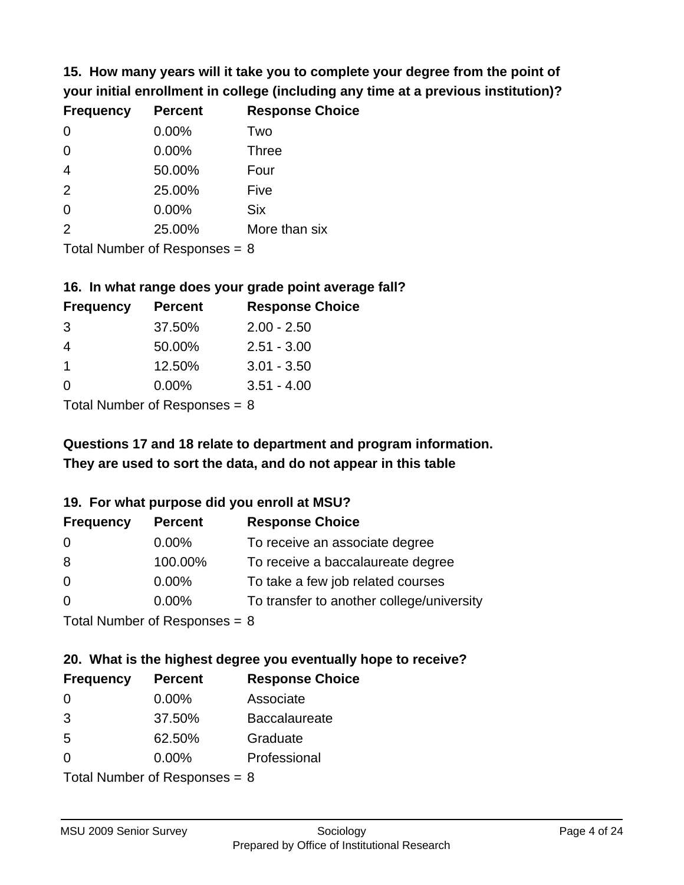**15. How many years will it take you to complete your degree from the point of your initial enrollment in college (including any time at a previous institution)?**

| Frequency | Percent | Response Choice |
|---|---|---|
| 0 | 0.00% | Two |
| 0 | 0.00% | Three |
| 4 | 50.00% | Four |
| 2 | 25.00% | Five |
| 0 | 0.00% | Six |
| 2 | 25.00% | More than six |

Total Number of Responses = 8

**16. In what range does your grade point average fall?**

| Frequency | Percent | Response Choice |
|---|---|---|
| 3 | 37.50% | 2.00 - 2.50 |
| 4 | 50.00% | 2.51 - 3.00 |
| 1 | 12.50% | 3.01 - 3.50 |
| 0 | 0.00% | 3.51 - 4.00 |

Total Number of Responses = 8

**Questions 17 and 18 relate to department and program information. They are used to sort the data, and do not appear in this table**

**19. For what purpose did you enroll at MSU?**

| Frequency | Percent | Response Choice |
|---|---|---|
| 0 | 0.00% | To receive an associate degree |
| 8 | 100.00% | To receive a baccalaureate degree |
| 0 | 0.00% | To take a few job related courses |
| 0 | 0.00% | To transfer to another college/university |

Total Number of Responses = 8

**20. What is the highest degree you eventually hope to receive?**

| Frequency | Percent | Response Choice |
|---|---|---|
| 0 | 0.00% | Associate |
| 3 | 37.50% | Baccalaureate |
| 5 | 62.50% | Graduate |
| 0 | 0.00% | Professional |

Total Number of Responses = 8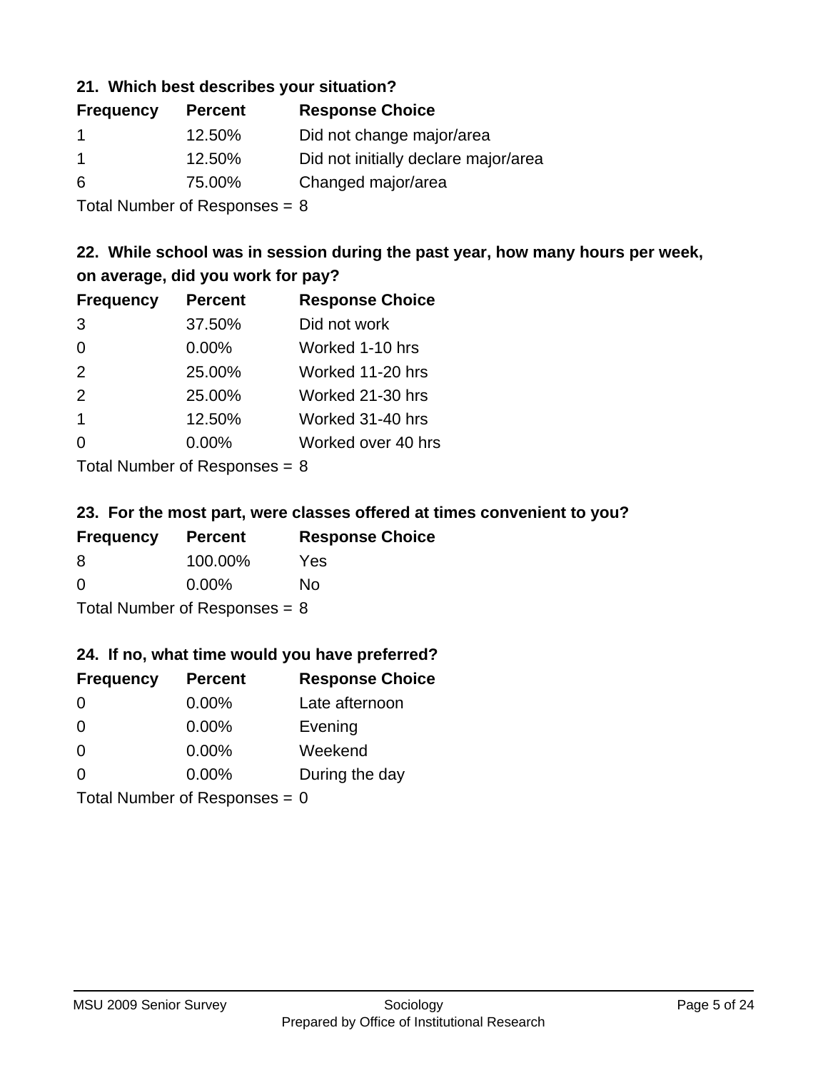### 21. Which best describes your situation?

| Frequency | Percent | Response Choice |
|---|---|---|
| 1 | 12.50% | Did not change major/area |
| 1 | 12.50% | Did not initially declare major/area |
| 6 | 75.00% | Changed major/area |

Total Number of Responses = 8

### 22. While school was in session during the past year, how many hours per week, on average, did you work for pay?

| Frequency | Percent | Response Choice |
|---|---|---|
| 3 | 37.50% | Did not work |
| 0 | 0.00% | Worked 1-10 hrs |
| 2 | 25.00% | Worked 11-20 hrs |
| 2 | 25.00% | Worked 21-30 hrs |
| 1 | 12.50% | Worked 31-40 hrs |
| 0 | 0.00% | Worked over 40 hrs |

Total Number of Responses = 8

### 23. For the most part, were classes offered at times convenient to you?

| Frequency | Percent | Response Choice |
|---|---|---|
| 8 | 100.00% | Yes |
| 0 | 0.00% | No |

Total Number of Responses = 8

### 24. If no, what time would you have preferred?

| Frequency | Percent | Response Choice |
|---|---|---|
| 0 | 0.00% | Late afternoon |
| 0 | 0.00% | Evening |
| 0 | 0.00% | Weekend |
| 0 | 0.00% | During the day |

Total Number of Responses = 0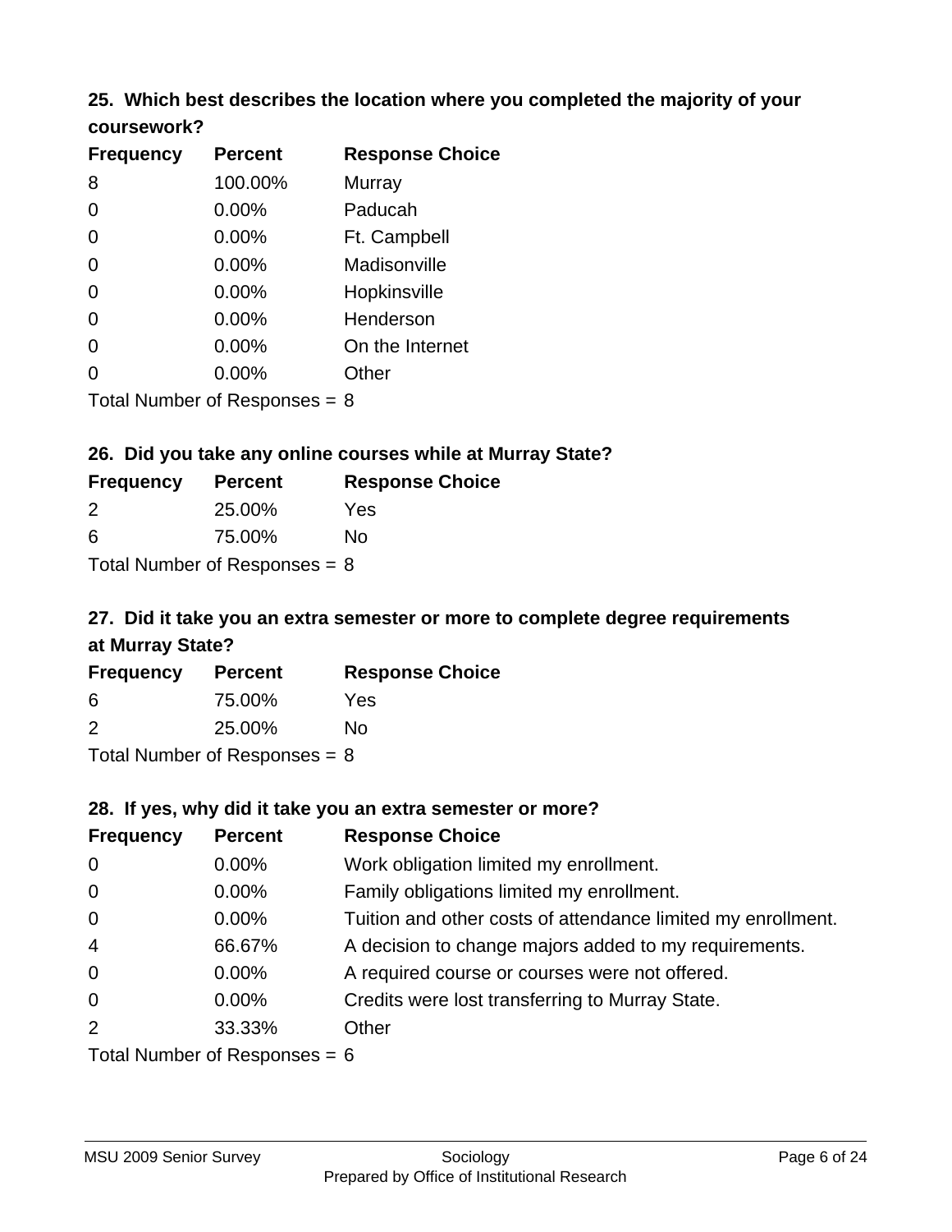### 25. Which best describes the location where you completed the majority of your coursework?

| Frequency | Percent | Response Choice |
|---|---|---|
| 8 | 100.00% | Murray |
| 0 | 0.00% | Paducah |
| 0 | 0.00% | Ft. Campbell |
| 0 | 0.00% | Madisonville |
| 0 | 0.00% | Hopkinsville |
| 0 | 0.00% | Henderson |
| 0 | 0.00% | On the Internet |
| 0 | 0.00% | Other |

Total Number of Responses = 8

### 26. Did you take any online courses while at Murray State?

| Frequency | Percent | Response Choice |
|---|---|---|
| 2 | 25.00% | Yes |
| 6 | 75.00% | No |

Total Number of Responses = 8

### 27. Did it take you an extra semester or more to complete degree requirements at Murray State?

| Frequency | Percent | Response Choice |
|---|---|---|
| 6 | 75.00% | Yes |
| 2 | 25.00% | No |

Total Number of Responses = 8

### 28. If yes, why did it take you an extra semester or more?

| Frequency | Percent | Response Choice |
|---|---|---|
| 0 | 0.00% | Work obligation limited my enrollment. |
| 0 | 0.00% | Family obligations limited my enrollment. |
| 0 | 0.00% | Tuition and other costs of attendance limited my enrollment. |
| 4 | 66.67% | A decision to change majors added to my requirements. |
| 0 | 0.00% | A required course or courses were not offered. |
| 0 | 0.00% | Credits were lost transferring to Murray State. |
| 2 | 33.33% | Other |

Total Number of Responses = 6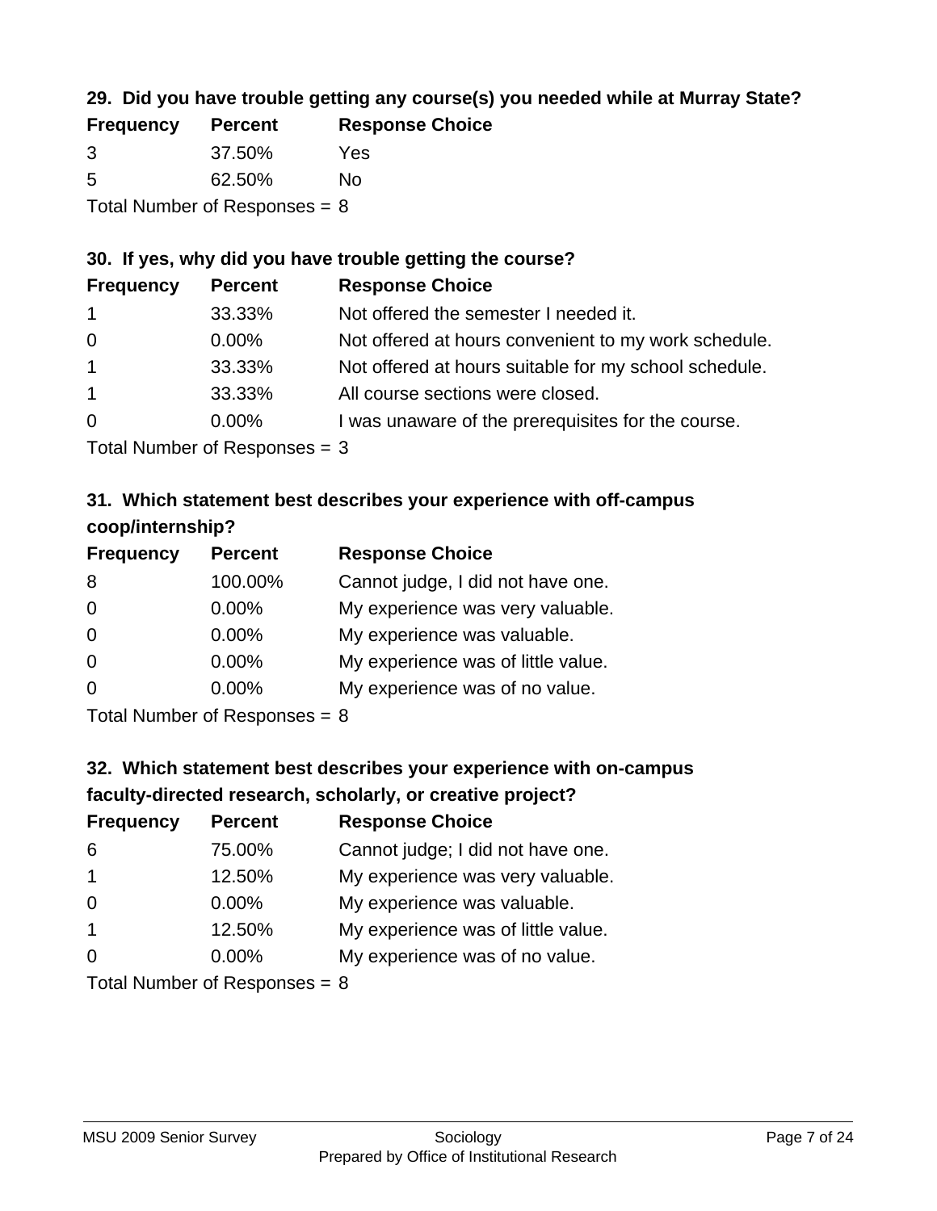### 29. Did you have trouble getting any course(s) you needed while at Murray State?

| Frequency | Percent | Response Choice |
|---|---|---|
| 3 | 37.50% | Yes |
| 5 | 62.50% | No |

Total Number of Responses = 8

### 30. If yes, why did you have trouble getting the course?

| Frequency | Percent | Response Choice |
|---|---|---|
| 1 | 33.33% | Not offered the semester I needed it. |
| 0 | 0.00% | Not offered at hours convenient to my work schedule. |
| 1 | 33.33% | Not offered at hours suitable for my school schedule. |
| 1 | 33.33% | All course sections were closed. |
| 0 | 0.00% | I was unaware of the prerequisites for the course. |

Total Number of Responses = 3

### 31. Which statement best describes your experience with off-campus coop/internship?

| Frequency | Percent | Response Choice |
|---|---|---|
| 8 | 100.00% | Cannot judge, I did not have one. |
| 0 | 0.00% | My experience was very valuable. |
| 0 | 0.00% | My experience was valuable. |
| 0 | 0.00% | My experience was of little value. |
| 0 | 0.00% | My experience was of no value. |

Total Number of Responses = 8

### 32. Which statement best describes your experience with on-campus faculty-directed research, scholarly, or creative project?

| Frequency | Percent | Response Choice |
|---|---|---|
| 6 | 75.00% | Cannot judge; I did not have one. |
| 1 | 12.50% | My experience was very valuable. |
| 0 | 0.00% | My experience was valuable. |
| 1 | 12.50% | My experience was of little value. |
| 0 | 0.00% | My experience was of no value. |

Total Number of Responses = 8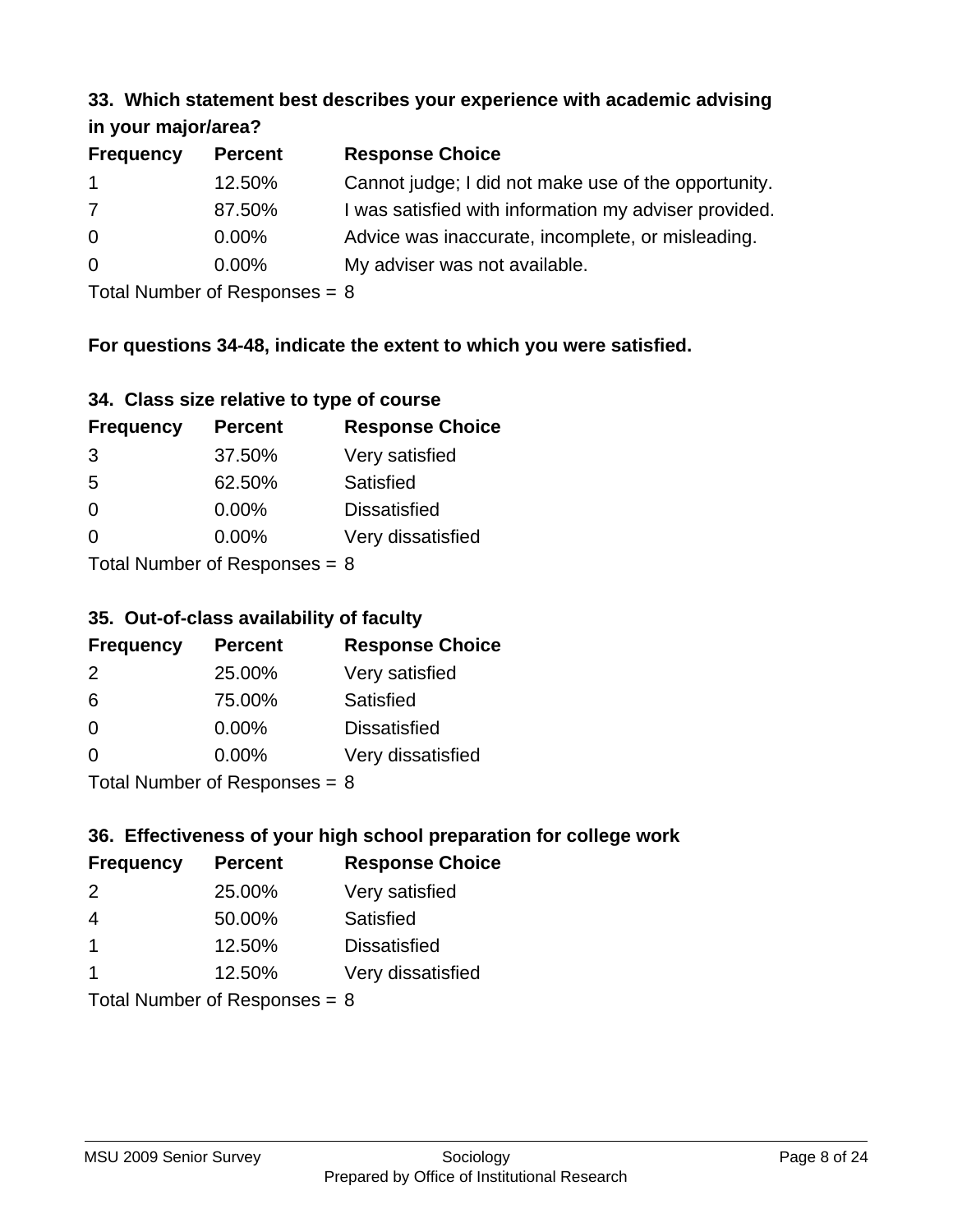### 33. Which statement best describes your experience with academic advising in your major/area?

| Frequency | Percent | Response Choice |
|---|---|---|
| 1 | 12.50% | Cannot judge; I did not make use of the opportunity. |
| 7 | 87.50% | I was satisfied with information my adviser provided. |
| 0 | 0.00% | Advice was inaccurate, incomplete, or misleading. |
| 0 | 0.00% | My adviser was not available. |

Total Number of Responses = 8

**For questions 34-48, indicate the extent to which you were satisfied.**

### 34. Class size relative to type of course

| Frequency | Percent | Response Choice |
|---|---|---|
| 3 | 37.50% | Very satisfied |
| 5 | 62.50% | Satisfied |
| 0 | 0.00% | Dissatisfied |
| 0 | 0.00% | Very dissatisfied |

Total Number of Responses = 8

### 35. Out-of-class availability of faculty

| Frequency | Percent | Response Choice |
|---|---|---|
| 2 | 25.00% | Very satisfied |
| 6 | 75.00% | Satisfied |
| 0 | 0.00% | Dissatisfied |
| 0 | 0.00% | Very dissatisfied |

Total Number of Responses = 8

### 36. Effectiveness of your high school preparation for college work

| Frequency | Percent | Response Choice |
|---|---|---|
| 2 | 25.00% | Very satisfied |
| 4 | 50.00% | Satisfied |
| 1 | 12.50% | Dissatisfied |
| 1 | 12.50% | Very dissatisfied |

Total Number of Responses = 8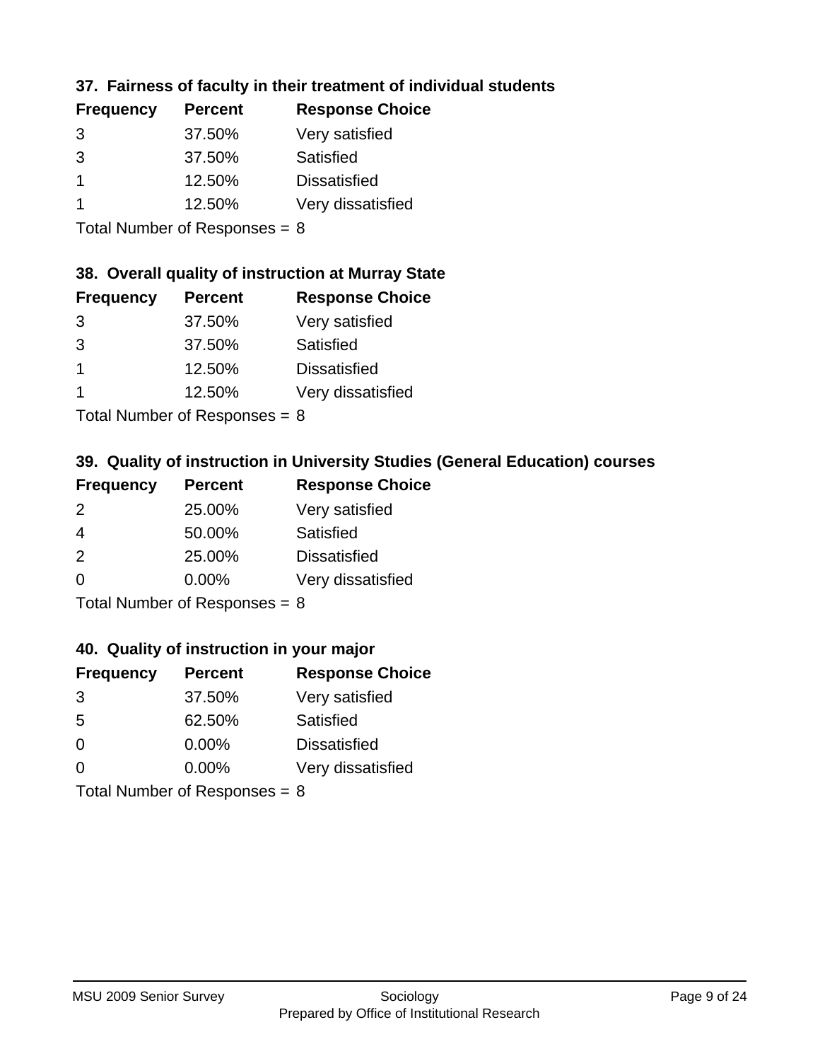### 37. Fairness of faculty in their treatment of individual students

| Frequency | Percent | Response Choice |
| --- | --- | --- |
| 3 | 37.50% | Very satisfied |
| 3 | 37.50% | Satisfied |
| 1 | 12.50% | Dissatisfied |
| 1 | 12.50% | Very dissatisfied |

Total Number of Responses = 8

### 38. Overall quality of instruction at Murray State

| Frequency | Percent | Response Choice |
| --- | --- | --- |
| 3 | 37.50% | Very satisfied |
| 3 | 37.50% | Satisfied |
| 1 | 12.50% | Dissatisfied |
| 1 | 12.50% | Very dissatisfied |

Total Number of Responses = 8

### 39. Quality of instruction in University Studies (General Education) courses

| Frequency | Percent | Response Choice |
| --- | --- | --- |
| 2 | 25.00% | Very satisfied |
| 4 | 50.00% | Satisfied |
| 2 | 25.00% | Dissatisfied |
| 0 | 0.00% | Very dissatisfied |

Total Number of Responses = 8

### 40. Quality of instruction in your major

| Frequency | Percent | Response Choice |
| --- | --- | --- |
| 3 | 37.50% | Very satisfied |
| 5 | 62.50% | Satisfied |
| 0 | 0.00% | Dissatisfied |
| 0 | 0.00% | Very dissatisfied |

Total Number of Responses = 8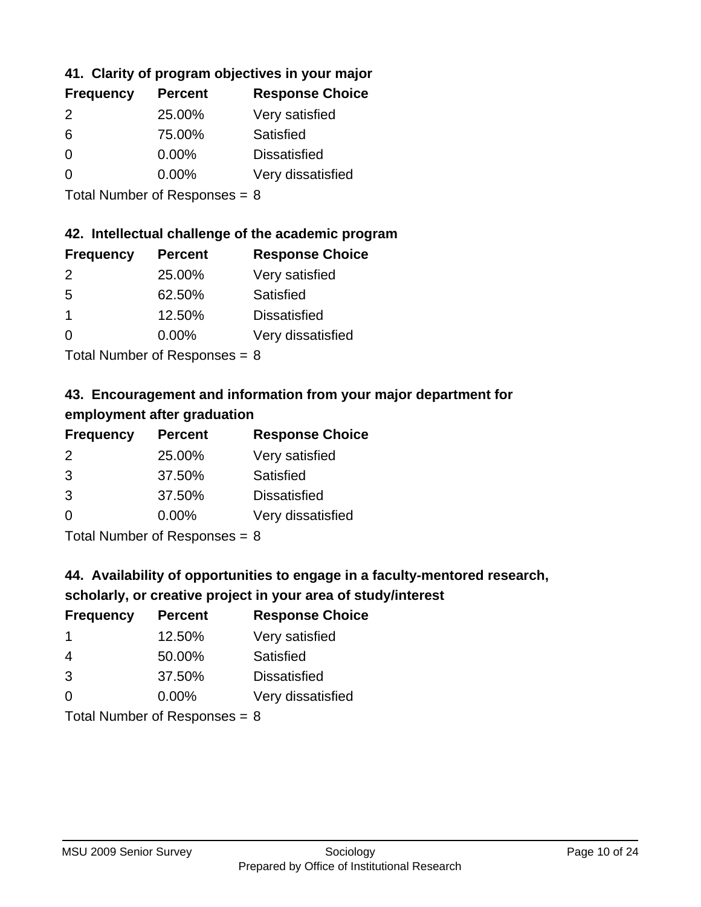### 41. Clarity of program objectives in your major

| Frequency | Percent | Response Choice |
|---|---|---|
| 2 | 25.00% | Very satisfied |
| 6 | 75.00% | Satisfied |
| 0 | 0.00% | Dissatisfied |
| 0 | 0.00% | Very dissatisfied |

Total Number of Responses = 8

### 42. Intellectual challenge of the academic program

| Frequency | Percent | Response Choice |
|---|---|---|
| 2 | 25.00% | Very satisfied |
| 5 | 62.50% | Satisfied |
| 1 | 12.50% | Dissatisfied |
| 0 | 0.00% | Very dissatisfied |

Total Number of Responses = 8

### 43. Encouragement and information from your major department for employment after graduation

| Frequency | Percent | Response Choice |
|---|---|---|
| 2 | 25.00% | Very satisfied |
| 3 | 37.50% | Satisfied |
| 3 | 37.50% | Dissatisfied |
| 0 | 0.00% | Very dissatisfied |

Total Number of Responses = 8

### 44. Availability of opportunities to engage in a faculty-mentored research, scholarly, or creative project in your area of study/interest

| Frequency | Percent | Response Choice |
|---|---|---|
| 1 | 12.50% | Very satisfied |
| 4 | 50.00% | Satisfied |
| 3 | 37.50% | Dissatisfied |
| 0 | 0.00% | Very dissatisfied |

Total Number of Responses = 8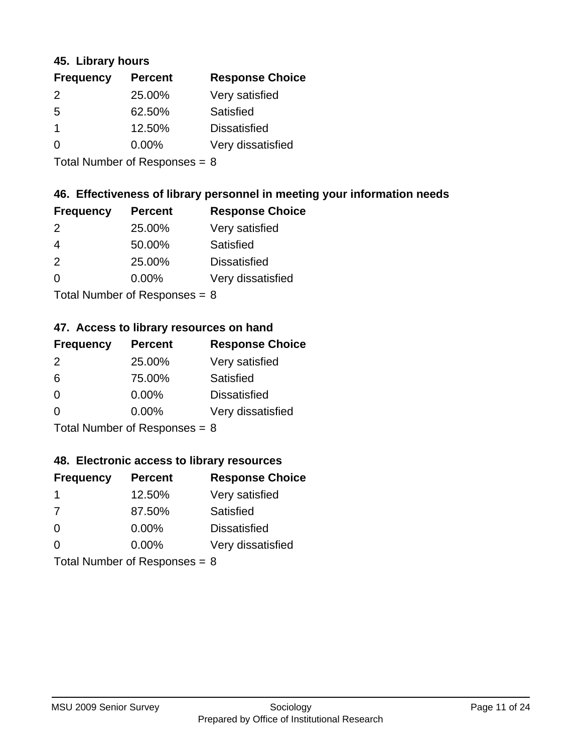### 45. Library hours

| Frequency | Percent | Response Choice |
|---|---|---|
| 2 | 25.00% | Very satisfied |
| 5 | 62.50% | Satisfied |
| 1 | 12.50% | Dissatisfied |
| 0 | 0.00% | Very dissatisfied |

Total Number of Responses = 8

### 46. Effectiveness of library personnel in meeting your information needs

| Frequency | Percent | Response Choice |
|---|---|---|
| 2 | 25.00% | Very satisfied |
| 4 | 50.00% | Satisfied |
| 2 | 25.00% | Dissatisfied |
| 0 | 0.00% | Very dissatisfied |

Total Number of Responses = 8

### 47. Access to library resources on hand

| Frequency | Percent | Response Choice |
|---|---|---|
| 2 | 25.00% | Very satisfied |
| 6 | 75.00% | Satisfied |
| 0 | 0.00% | Dissatisfied |
| 0 | 0.00% | Very dissatisfied |

Total Number of Responses = 8

### 48. Electronic access to library resources

| Frequency | Percent | Response Choice |
|---|---|---|
| 1 | 12.50% | Very satisfied |
| 7 | 87.50% | Satisfied |
| 0 | 0.00% | Dissatisfied |
| 0 | 0.00% | Very dissatisfied |

Total Number of Responses = 8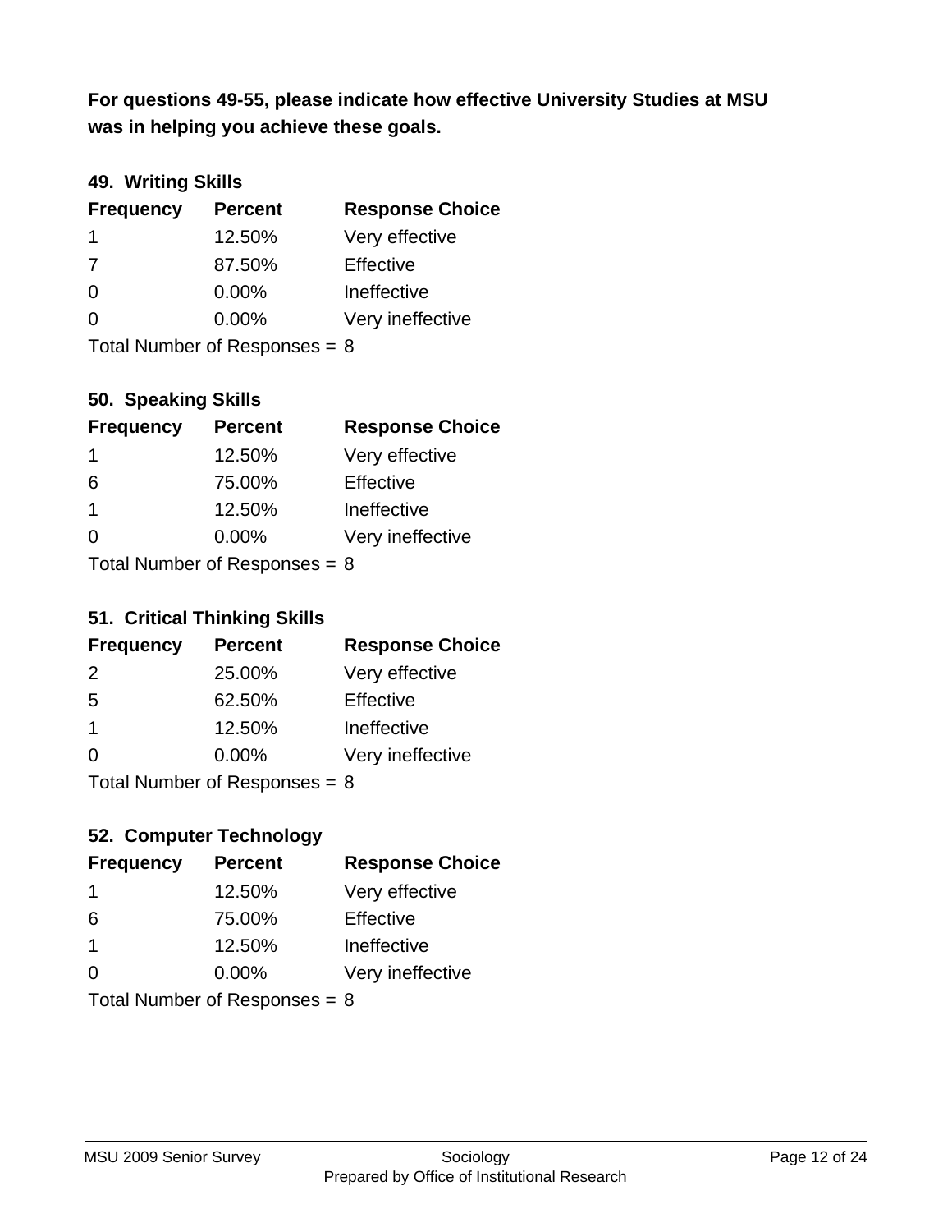**For questions 49-55, please indicate how effective University Studies at MSU was in helping you achieve these goals.**

### 49. Writing Skills

| Frequency | Percent | Response Choice |
|---|---|---|
| 1 | 12.50% | Very effective |
| 7 | 87.50% | Effective |
| 0 | 0.00% | Ineffective |
| 0 | 0.00% | Very ineffective |

Total Number of Responses = 8

### 50. Speaking Skills

| Frequency | Percent | Response Choice |
|---|---|---|
| 1 | 12.50% | Very effective |
| 6 | 75.00% | Effective |
| 1 | 12.50% | Ineffective |
| 0 | 0.00% | Very ineffective |

Total Number of Responses = 8

### 51. Critical Thinking Skills

| Frequency | Percent | Response Choice |
|---|---|---|
| 2 | 25.00% | Very effective |
| 5 | 62.50% | Effective |
| 1 | 12.50% | Ineffective |
| 0 | 0.00% | Very ineffective |

Total Number of Responses = 8

### 52. Computer Technology

| Frequency | Percent | Response Choice |
|---|---|---|
| 1 | 12.50% | Very effective |
| 6 | 75.00% | Effective |
| 1 | 12.50% | Ineffective |
| 0 | 0.00% | Very ineffective |

Total Number of Responses = 8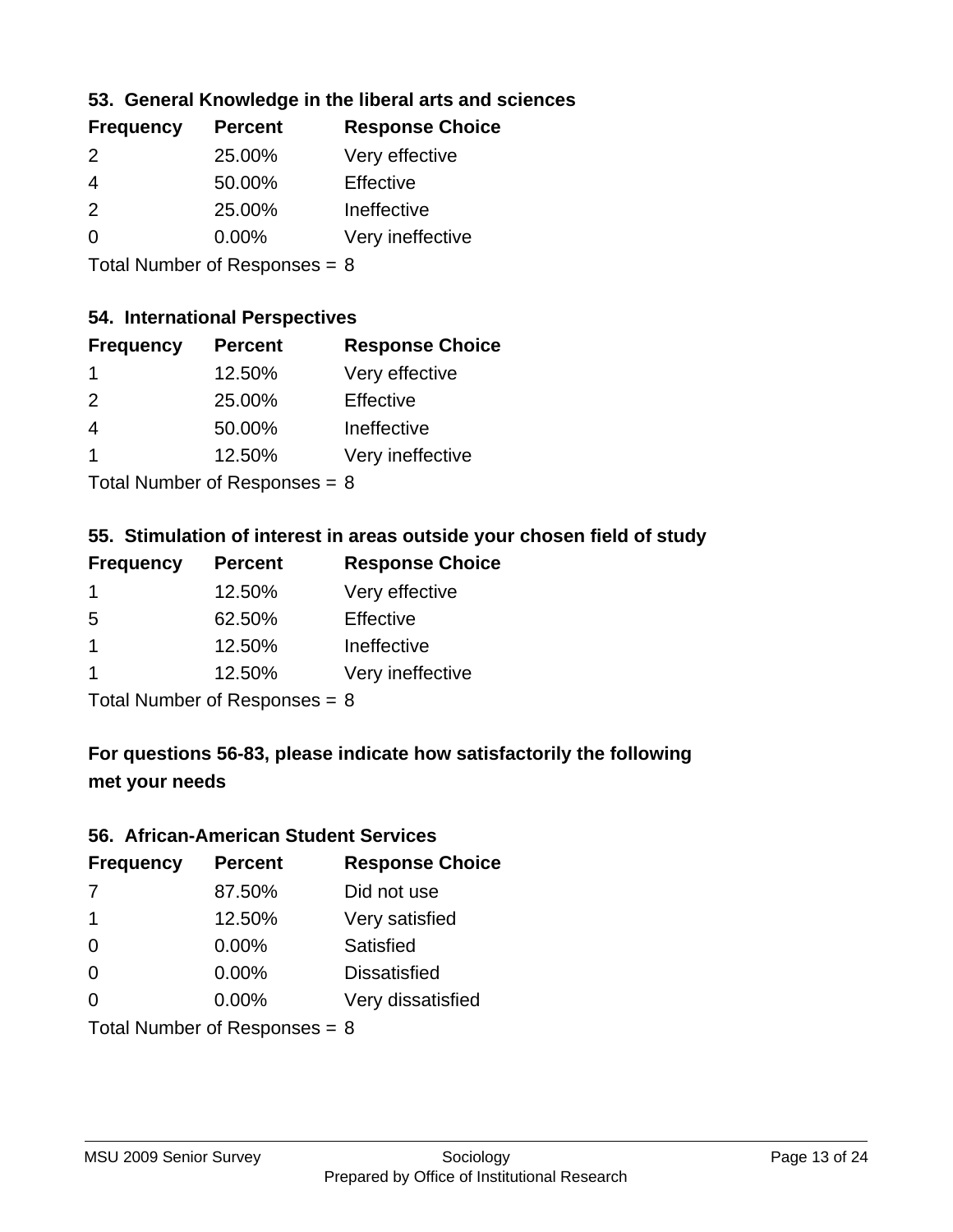### 53. General Knowledge in the liberal arts and sciences

| Frequency | Percent | Response Choice |
|---|---|---|
| 2 | 25.00% | Very effective |
| 4 | 50.00% | Effective |
| 2 | 25.00% | Ineffective |
| 0 | 0.00% | Very ineffective |

Total Number of Responses = 8

### 54. International Perspectives

| Frequency | Percent | Response Choice |
|---|---|---|
| 1 | 12.50% | Very effective |
| 2 | 25.00% | Effective |
| 4 | 50.00% | Ineffective |
| 1 | 12.50% | Very ineffective |

Total Number of Responses = 8

### 55. Stimulation of interest in areas outside your chosen field of study

| Frequency | Percent | Response Choice |
|---|---|---|
| 1 | 12.50% | Very effective |
| 5 | 62.50% | Effective |
| 1 | 12.50% | Ineffective |
| 1 | 12.50% | Very ineffective |

Total Number of Responses = 8

## For questions 56-83, please indicate how satisfactorily the following met your needs

### 56. African-American Student Services

| Frequency | Percent | Response Choice |
|---|---|---|
| 7 | 87.50% | Did not use |
| 1 | 12.50% | Very satisfied |
| 0 | 0.00% | Satisfied |
| 0 | 0.00% | Dissatisfied |
| 0 | 0.00% | Very dissatisfied |

Total Number of Responses = 8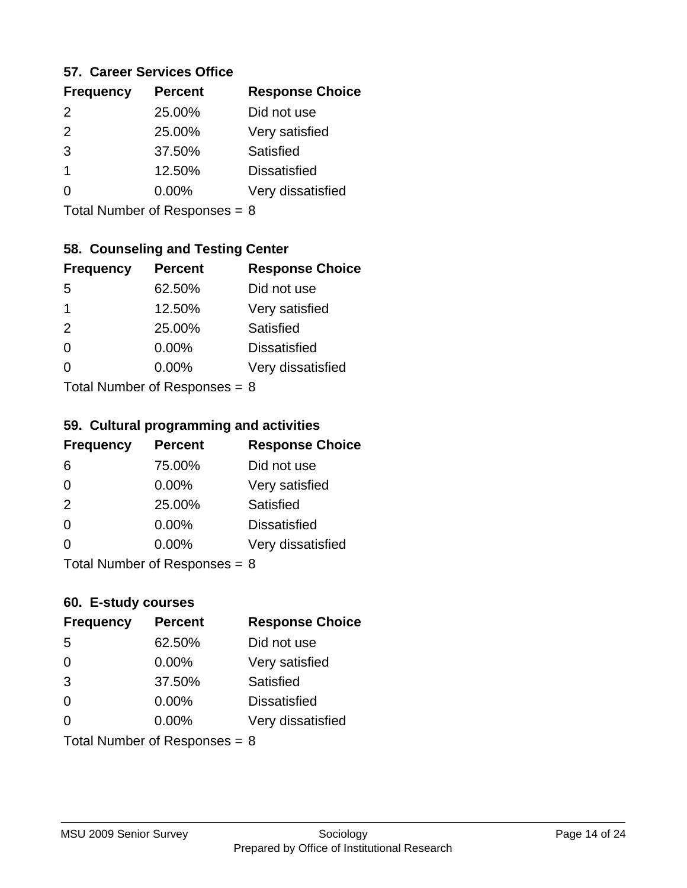### 57. Career Services Office

| Frequency | Percent | Response Choice |
|---|---|---|
| 2 | 25.00% | Did not use |
| 2 | 25.00% | Very satisfied |
| 3 | 37.50% | Satisfied |
| 1 | 12.50% | Dissatisfied |
| 0 | 0.00% | Very dissatisfied |

Total Number of Responses = 8

### 58. Counseling and Testing Center

| Frequency | Percent | Response Choice |
|---|---|---|
| 5 | 62.50% | Did not use |
| 1 | 12.50% | Very satisfied |
| 2 | 25.00% | Satisfied |
| 0 | 0.00% | Dissatisfied |
| 0 | 0.00% | Very dissatisfied |

Total Number of Responses = 8

### 59. Cultural programming and activities

| Frequency | Percent | Response Choice |
|---|---|---|
| 6 | 75.00% | Did not use |
| 0 | 0.00% | Very satisfied |
| 2 | 25.00% | Satisfied |
| 0 | 0.00% | Dissatisfied |
| 0 | 0.00% | Very dissatisfied |

Total Number of Responses = 8

### 60. E-study courses

| Frequency | Percent | Response Choice |
|---|---|---|
| 5 | 62.50% | Did not use |
| 0 | 0.00% | Very satisfied |
| 3 | 37.50% | Satisfied |
| 0 | 0.00% | Dissatisfied |
| 0 | 0.00% | Very dissatisfied |

Total Number of Responses = 8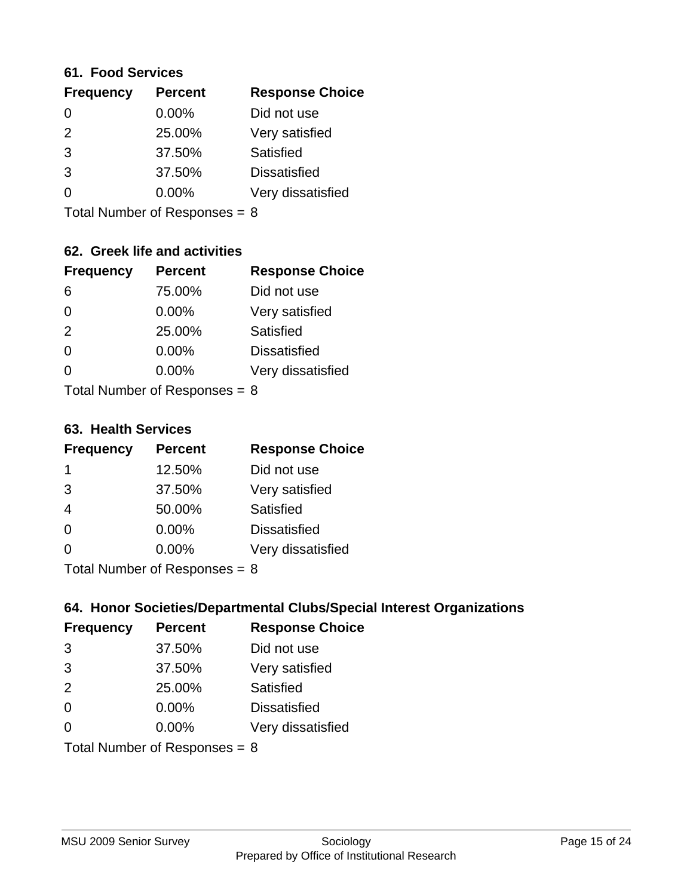### 61. Food Services

| Frequency | Percent | Response Choice |
|---|---|---|
| 0 | 0.00% | Did not use |
| 2 | 25.00% | Very satisfied |
| 3 | 37.50% | Satisfied |
| 3 | 37.50% | Dissatisfied |
| 0 | 0.00% | Very dissatisfied |

Total Number of Responses = 8

### 62. Greek life and activities

| Frequency | Percent | Response Choice |
|---|---|---|
| 6 | 75.00% | Did not use |
| 0 | 0.00% | Very satisfied |
| 2 | 25.00% | Satisfied |
| 0 | 0.00% | Dissatisfied |
| 0 | 0.00% | Very dissatisfied |

Total Number of Responses = 8

### 63. Health Services

| Frequency | Percent | Response Choice |
|---|---|---|
| 1 | 12.50% | Did not use |
| 3 | 37.50% | Very satisfied |
| 4 | 50.00% | Satisfied |
| 0 | 0.00% | Dissatisfied |
| 0 | 0.00% | Very dissatisfied |

Total Number of Responses = 8

### 64. Honor Societies/Departmental Clubs/Special Interest Organizations

| Frequency | Percent | Response Choice |
|---|---|---|
| 3 | 37.50% | Did not use |
| 3 | 37.50% | Very satisfied |
| 2 | 25.00% | Satisfied |
| 0 | 0.00% | Dissatisfied |
| 0 | 0.00% | Very dissatisfied |

Total Number of Responses = 8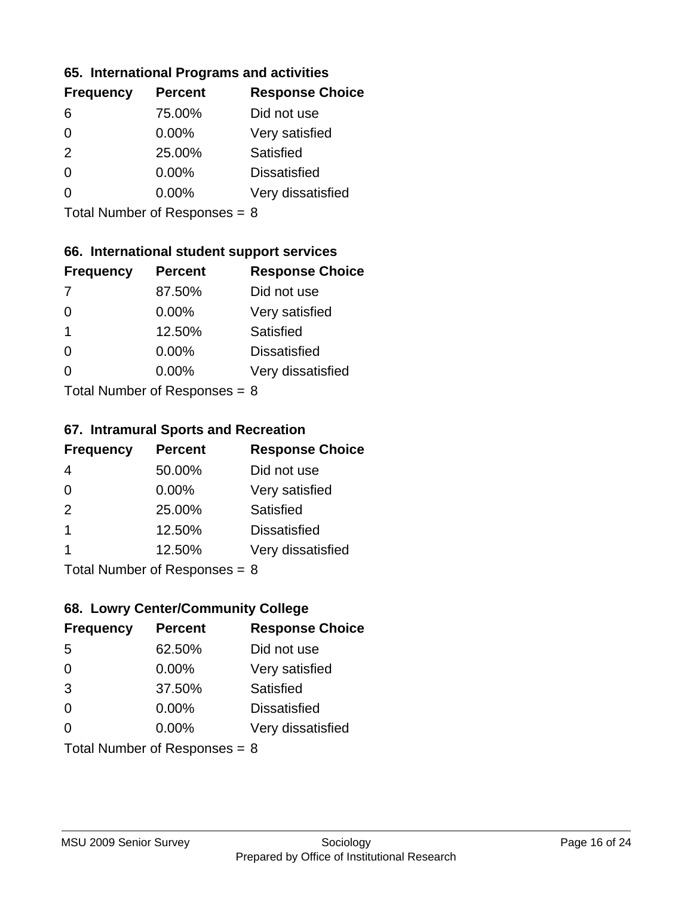### 65. International Programs and activities

| Frequency | Percent | Response Choice |
|---|---|---|
| 6 | 75.00% | Did not use |
| 0 | 0.00% | Very satisfied |
| 2 | 25.00% | Satisfied |
| 0 | 0.00% | Dissatisfied |
| 0 | 0.00% | Very dissatisfied |

Total Number of Responses = 8

### 66. International student support services

| Frequency | Percent | Response Choice |
|---|---|---|
| 7 | 87.50% | Did not use |
| 0 | 0.00% | Very satisfied |
| 1 | 12.50% | Satisfied |
| 0 | 0.00% | Dissatisfied |
| 0 | 0.00% | Very dissatisfied |

Total Number of Responses = 8

### 67. Intramural Sports and Recreation

| Frequency | Percent | Response Choice |
|---|---|---|
| 4 | 50.00% | Did not use |
| 0 | 0.00% | Very satisfied |
| 2 | 25.00% | Satisfied |
| 1 | 12.50% | Dissatisfied |
| 1 | 12.50% | Very dissatisfied |

Total Number of Responses = 8

### 68. Lowry Center/Community College

| Frequency | Percent | Response Choice |
|---|---|---|
| 5 | 62.50% | Did not use |
| 0 | 0.00% | Very satisfied |
| 3 | 37.50% | Satisfied |
| 0 | 0.00% | Dissatisfied |
| 0 | 0.00% | Very dissatisfied |

Total Number of Responses = 8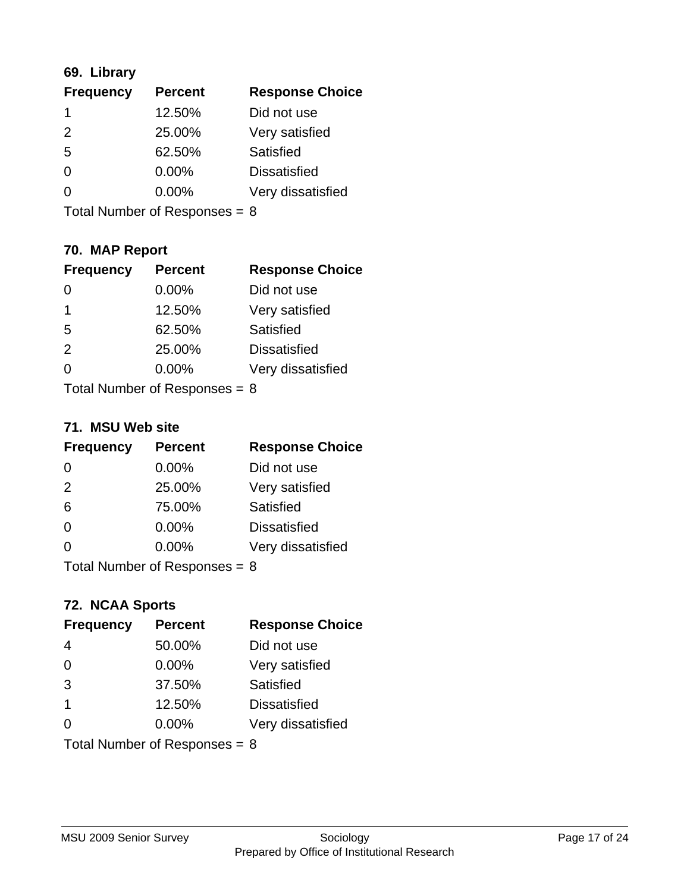### 69. Library

| Frequency | Percent | Response Choice |
|---|---|---|
| 1 | 12.50% | Did not use |
| 2 | 25.00% | Very satisfied |
| 5 | 62.50% | Satisfied |
| 0 | 0.00% | Dissatisfied |
| 0 | 0.00% | Very dissatisfied |

Total Number of Responses = 8

### 70. MAP Report

| Frequency | Percent | Response Choice |
|---|---|---|
| 0 | 0.00% | Did not use |
| 1 | 12.50% | Very satisfied |
| 5 | 62.50% | Satisfied |
| 2 | 25.00% | Dissatisfied |
| 0 | 0.00% | Very dissatisfied |

Total Number of Responses = 8

### 71. MSU Web site

| Frequency | Percent | Response Choice |
|---|---|---|
| 0 | 0.00% | Did not use |
| 2 | 25.00% | Very satisfied |
| 6 | 75.00% | Satisfied |
| 0 | 0.00% | Dissatisfied |
| 0 | 0.00% | Very dissatisfied |

Total Number of Responses = 8

### 72. NCAA Sports

| Frequency | Percent | Response Choice |
|---|---|---|
| 4 | 50.00% | Did not use |
| 0 | 0.00% | Very satisfied |
| 3 | 37.50% | Satisfied |
| 1 | 12.50% | Dissatisfied |
| 0 | 0.00% | Very dissatisfied |

Total Number of Responses = 8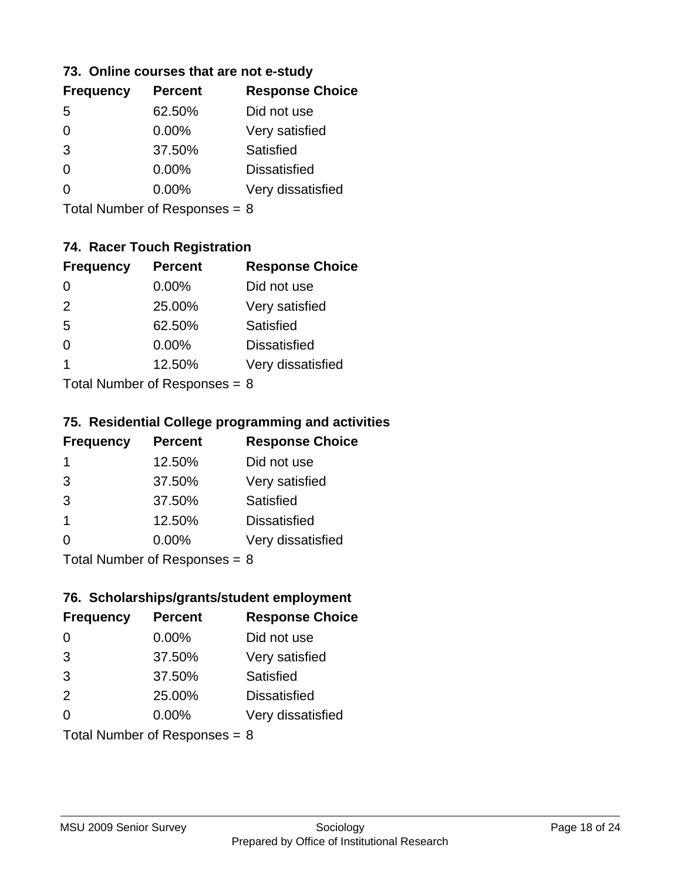### 73. Online courses that are not e-study

| Frequency | Percent | Response Choice |
| --- | --- | --- |
| 5 | 62.50% | Did not use |
| 0 | 0.00% | Very satisfied |
| 3 | 37.50% | Satisfied |
| 0 | 0.00% | Dissatisfied |
| 0 | 0.00% | Very dissatisfied |

Total Number of Responses = 8

### 74. Racer Touch Registration

| Frequency | Percent | Response Choice |
| --- | --- | --- |
| 0 | 0.00% | Did not use |
| 2 | 25.00% | Very satisfied |
| 5 | 62.50% | Satisfied |
| 0 | 0.00% | Dissatisfied |
| 1 | 12.50% | Very dissatisfied |

Total Number of Responses = 8

### 75. Residential College programming and activities

| Frequency | Percent | Response Choice |
| --- | --- | --- |
| 1 | 12.50% | Did not use |
| 3 | 37.50% | Very satisfied |
| 3 | 37.50% | Satisfied |
| 1 | 12.50% | Dissatisfied |
| 0 | 0.00% | Very dissatisfied |

Total Number of Responses = 8

### 76. Scholarships/grants/student employment

| Frequency | Percent | Response Choice |
| --- | --- | --- |
| 0 | 0.00% | Did not use |
| 3 | 37.50% | Very satisfied |
| 3 | 37.50% | Satisfied |
| 2 | 25.00% | Dissatisfied |
| 0 | 0.00% | Very dissatisfied |

Total Number of Responses = 8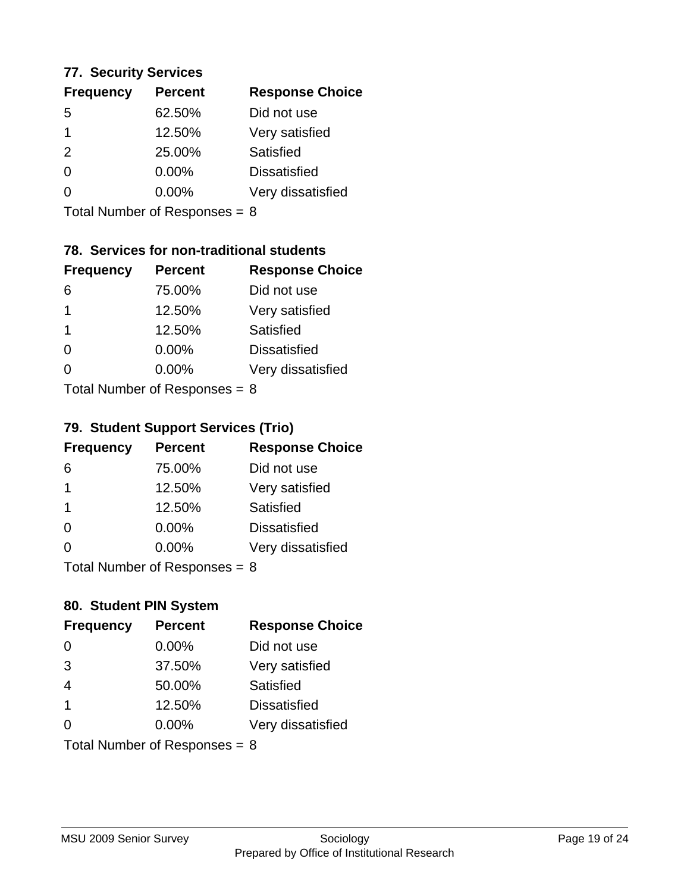### 77. Security Services

| Frequency | Percent | Response Choice |
|---|---|---|
| 5 | 62.50% | Did not use |
| 1 | 12.50% | Very satisfied |
| 2 | 25.00% | Satisfied |
| 0 | 0.00% | Dissatisfied |
| 0 | 0.00% | Very dissatisfied |

Total Number of Responses = 8

### 78. Services for non-traditional students

| Frequency | Percent | Response Choice |
|---|---|---|
| 6 | 75.00% | Did not use |
| 1 | 12.50% | Very satisfied |
| 1 | 12.50% | Satisfied |
| 0 | 0.00% | Dissatisfied |
| 0 | 0.00% | Very dissatisfied |

Total Number of Responses = 8

### 79. Student Support Services (Trio)

| Frequency | Percent | Response Choice |
|---|---|---|
| 6 | 75.00% | Did not use |
| 1 | 12.50% | Very satisfied |
| 1 | 12.50% | Satisfied |
| 0 | 0.00% | Dissatisfied |
| 0 | 0.00% | Very dissatisfied |

Total Number of Responses = 8

### 80. Student PIN System

| Frequency | Percent | Response Choice |
|---|---|---|
| 0 | 0.00% | Did not use |
| 3 | 37.50% | Very satisfied |
| 4 | 50.00% | Satisfied |
| 1 | 12.50% | Dissatisfied |
| 0 | 0.00% | Very dissatisfied |

Total Number of Responses = 8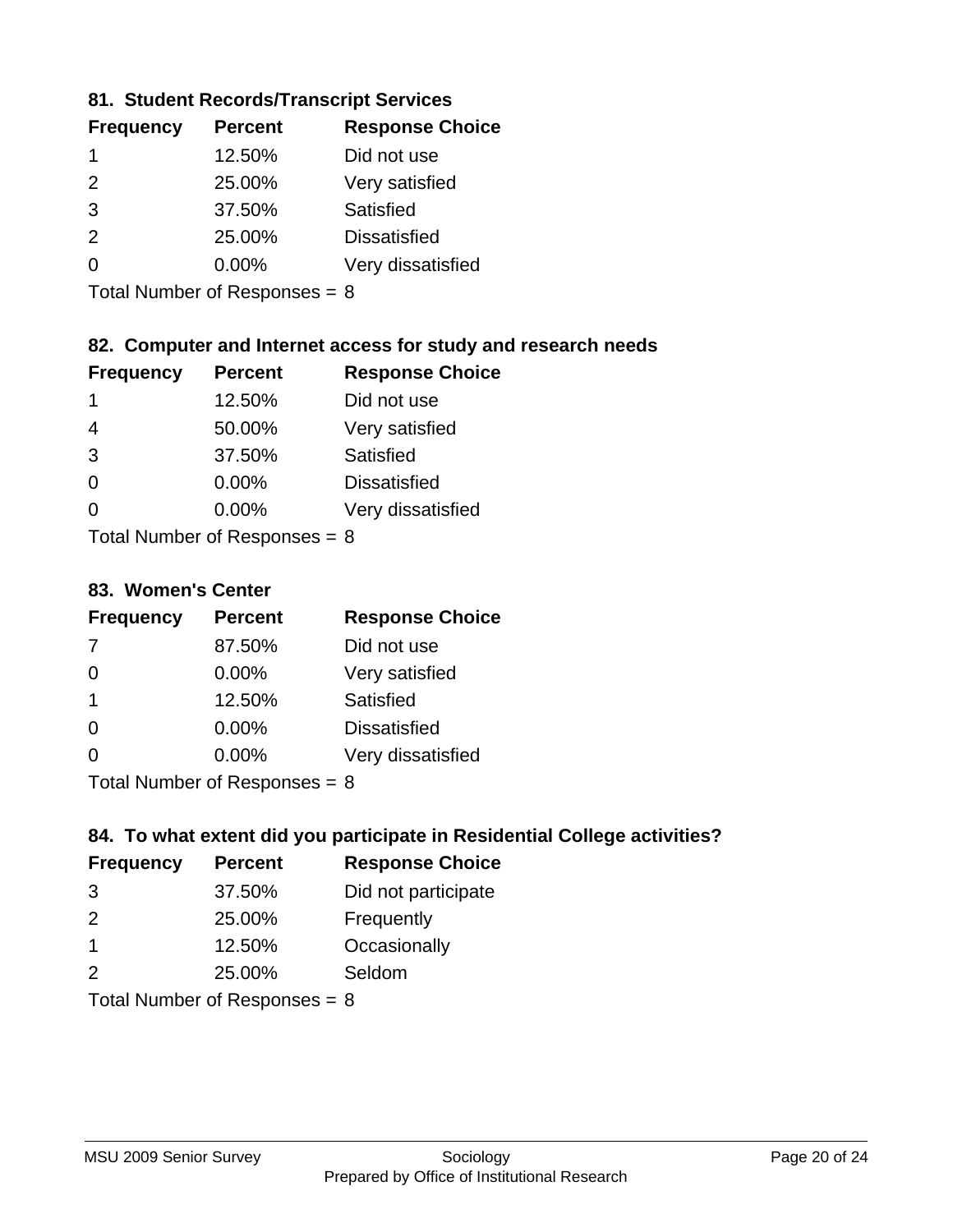### 81. Student Records/Transcript Services

| Frequency | Percent | Response Choice |
|---|---|---|
| 1 | 12.50% | Did not use |
| 2 | 25.00% | Very satisfied |
| 3 | 37.50% | Satisfied |
| 2 | 25.00% | Dissatisfied |
| 0 | 0.00% | Very dissatisfied |

Total Number of Responses = 8

### 82. Computer and Internet access for study and research needs

| Frequency | Percent | Response Choice |
|---|---|---|
| 1 | 12.50% | Did not use |
| 4 | 50.00% | Very satisfied |
| 3 | 37.50% | Satisfied |
| 0 | 0.00% | Dissatisfied |
| 0 | 0.00% | Very dissatisfied |

Total Number of Responses = 8

### 83. Women's Center

| Frequency | Percent | Response Choice |
|---|---|---|
| 7 | 87.50% | Did not use |
| 0 | 0.00% | Very satisfied |
| 1 | 12.50% | Satisfied |
| 0 | 0.00% | Dissatisfied |
| 0 | 0.00% | Very dissatisfied |

Total Number of Responses = 8

### 84. To what extent did you participate in Residential College activities?

| Frequency | Percent | Response Choice |
|---|---|---|
| 3 | 37.50% | Did not participate |
| 2 | 25.00% | Frequently |
| 1 | 12.50% | Occasionally |
| 2 | 25.00% | Seldom |

Total Number of Responses = 8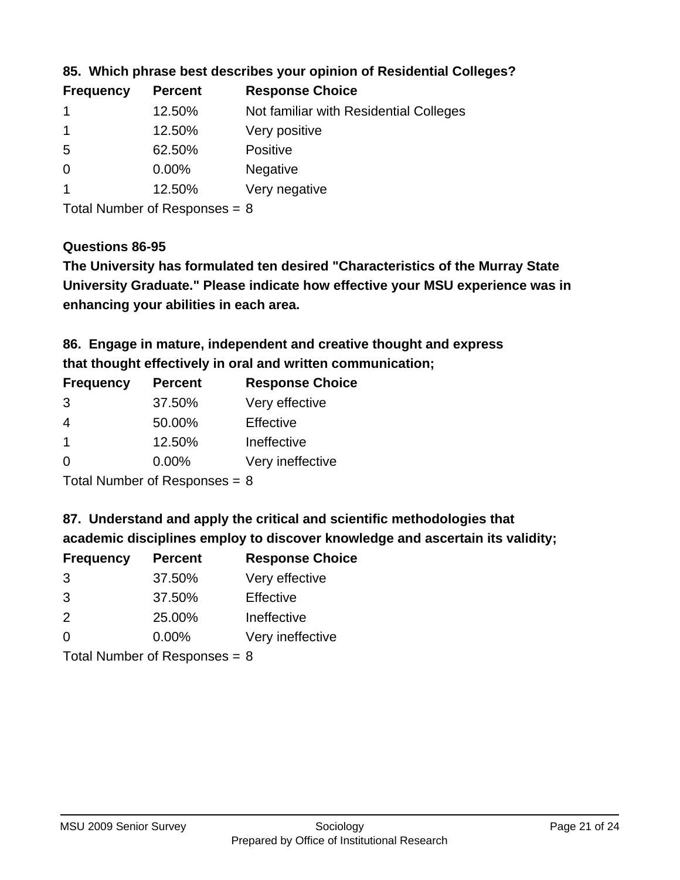### 85. Which phrase best describes your opinion of Residential Colleges?

| Frequency | Percent | Response Choice |
|---|---|---|
| 1 | 12.50% | Not familiar with Residential Colleges |
| 1 | 12.50% | Very positive |
| 5 | 62.50% | Positive |
| 0 | 0.00% | Negative |
| 1 | 12.50% | Very negative |

Total Number of Responses = 8

### Questions 86-95

**The University has formulated ten desired "Characteristics of the Murray State University Graduate." Please indicate how effective your MSU experience was in enhancing your abilities in each area.**

### 86. Engage in mature, independent and creative thought and express that thought effectively in oral and written communication;

| Frequency | Percent | Response Choice |
|---|---|---|
| 3 | 37.50% | Very effective |
| 4 | 50.00% | Effective |
| 1 | 12.50% | Ineffective |
| 0 | 0.00% | Very ineffective |

Total Number of Responses = 8

### 87. Understand and apply the critical and scientific methodologies that academic disciplines employ to discover knowledge and ascertain its validity;

| Frequency | Percent | Response Choice |
|---|---|---|
| 3 | 37.50% | Very effective |
| 3 | 37.50% | Effective |
| 2 | 25.00% | Ineffective |
| 0 | 0.00% | Very ineffective |

Total Number of Responses = 8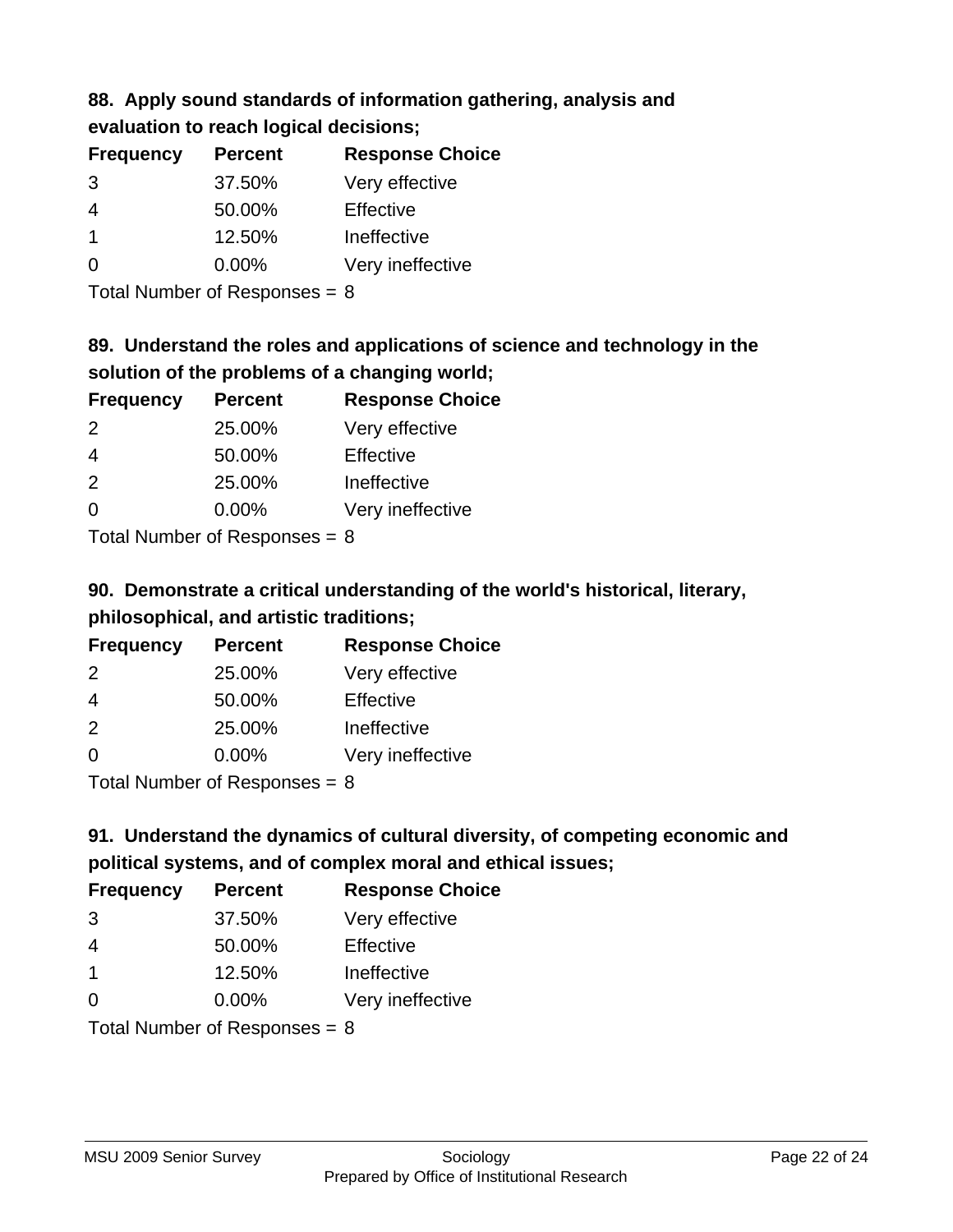### 88. Apply sound standards of information gathering, analysis and evaluation to reach logical decisions;

| Frequency | Percent | Response Choice |
| --- | --- | --- |
| 3 | 37.50% | Very effective |
| 4 | 50.00% | Effective |
| 1 | 12.50% | Ineffective |
| 0 | 0.00% | Very ineffective |

Total Number of Responses = 8

### 89. Understand the roles and applications of science and technology in the solution of the problems of a changing world;

| Frequency | Percent | Response Choice |
| --- | --- | --- |
| 2 | 25.00% | Very effective |
| 4 | 50.00% | Effective |
| 2 | 25.00% | Ineffective |
| 0 | 0.00% | Very ineffective |

Total Number of Responses = 8

### 90. Demonstrate a critical understanding of the world's historical, literary, philosophical, and artistic traditions;

| Frequency | Percent | Response Choice |
| --- | --- | --- |
| 2 | 25.00% | Very effective |
| 4 | 50.00% | Effective |
| 2 | 25.00% | Ineffective |
| 0 | 0.00% | Very ineffective |

Total Number of Responses = 8

### 91. Understand the dynamics of cultural diversity, of competing economic and political systems, and of complex moral and ethical issues;

| Frequency | Percent | Response Choice |
| --- | --- | --- |
| 3 | 37.50% | Very effective |
| 4 | 50.00% | Effective |
| 1 | 12.50% | Ineffective |
| 0 | 0.00% | Very ineffective |

Total Number of Responses = 8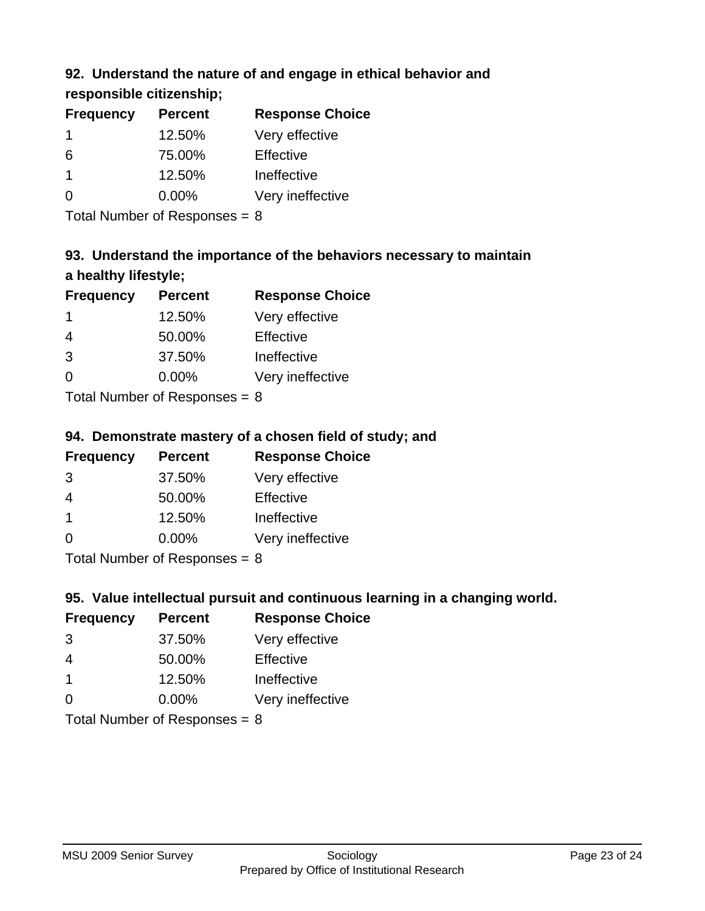### 92. Understand the nature of and engage in ethical behavior and responsible citizenship;

| Frequency | Percent | Response Choice |
|---|---|---|
| 1 | 12.50% | Very effective |
| 6 | 75.00% | Effective |
| 1 | 12.50% | Ineffective |
| 0 | 0.00% | Very ineffective |

Total Number of Responses = 8

### 93. Understand the importance of the behaviors necessary to maintain a healthy lifestyle;

| Frequency | Percent | Response Choice |
|---|---|---|
| 1 | 12.50% | Very effective |
| 4 | 50.00% | Effective |
| 3 | 37.50% | Ineffective |
| 0 | 0.00% | Very ineffective |

Total Number of Responses = 8

### 94. Demonstrate mastery of a chosen field of study; and

| Frequency | Percent | Response Choice |
|---|---|---|
| 3 | 37.50% | Very effective |
| 4 | 50.00% | Effective |
| 1 | 12.50% | Ineffective |
| 0 | 0.00% | Very ineffective |

Total Number of Responses = 8

### 95. Value intellectual pursuit and continuous learning in a changing world.

| Frequency | Percent | Response Choice |
|---|---|---|
| 3 | 37.50% | Very effective |
| 4 | 50.00% | Effective |
| 1 | 12.50% | Ineffective |
| 0 | 0.00% | Very ineffective |

Total Number of Responses = 8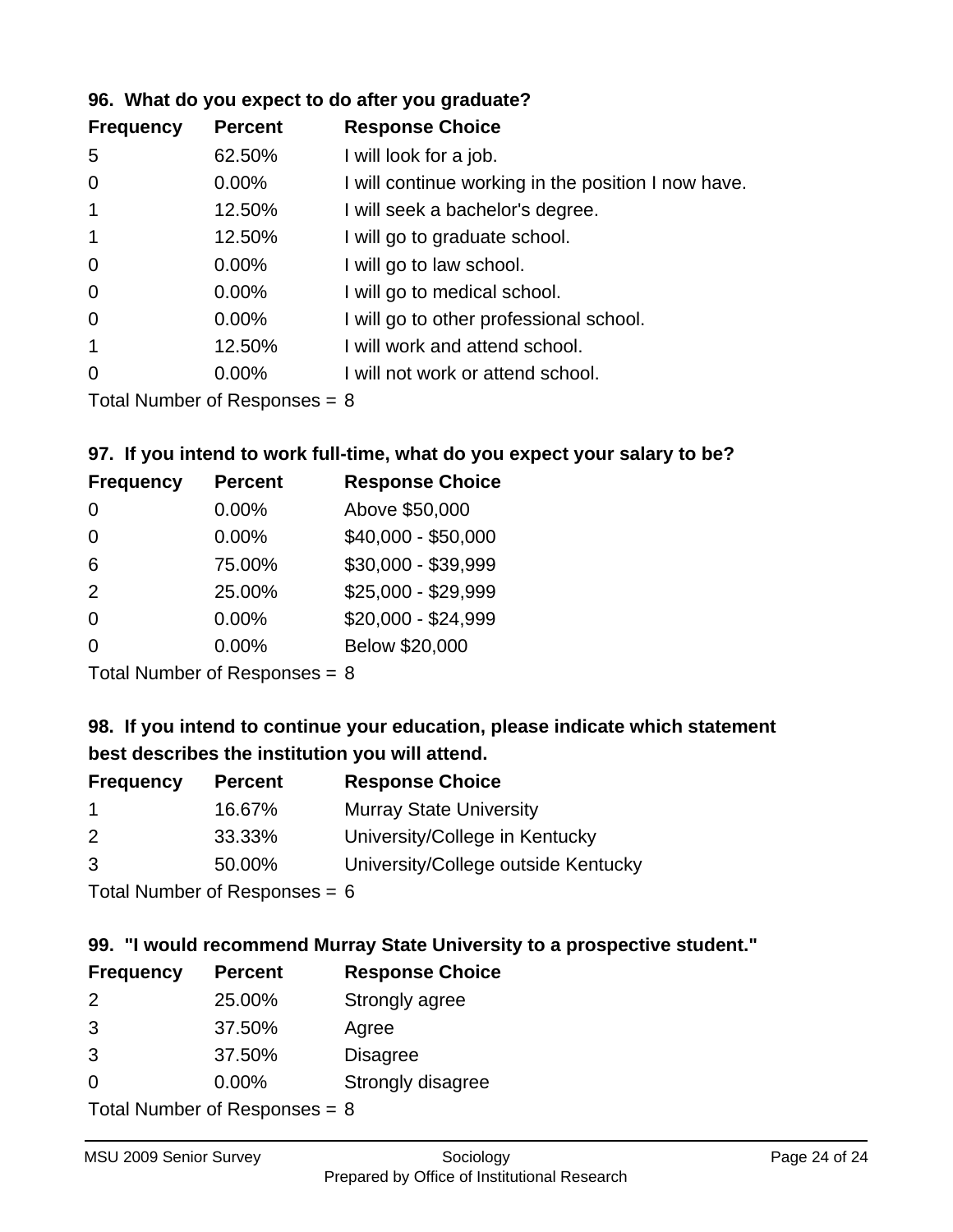### 96. What do you expect to do after you graduate?

| Frequency | Percent | Response Choice |
|---|---|---|
| 5 | 62.50% | I will look for a job. |
| 0 | 0.00% | I will continue working in the position I now have. |
| 1 | 12.50% | I will seek a bachelor's degree. |
| 1 | 12.50% | I will go to graduate school. |
| 0 | 0.00% | I will go to law school. |
| 0 | 0.00% | I will go to medical school. |
| 0 | 0.00% | I will go to other professional school. |
| 1 | 12.50% | I will work and attend school. |
| 0 | 0.00% | I will not work or attend school. |

Total Number of Responses = 8

### 97. If you intend to work full-time, what do you expect your salary to be?

| Frequency | Percent | Response Choice |
|---|---|---|
| 0 | 0.00% | Above $50,000 |
| 0 | 0.00% | $40,000 - $50,000 |
| 6 | 75.00% | $30,000 - $39,999 |
| 2 | 25.00% | $25,000 - $29,999 |
| 0 | 0.00% | $20,000 - $24,999 |
| 0 | 0.00% | Below $20,000 |

Total Number of Responses = 8

### 98. If you intend to continue your education, please indicate which statement best describes the institution you will attend.

| Frequency | Percent | Response Choice |
|---|---|---|
| 1 | 16.67% | Murray State University |
| 2 | 33.33% | University/College in Kentucky |
| 3 | 50.00% | University/College outside Kentucky |

Total Number of Responses = 6

### 99. "I would recommend Murray State University to a prospective student."

| Frequency | Percent | Response Choice |
|---|---|---|
| 2 | 25.00% | Strongly agree |
| 3 | 37.50% | Agree |
| 3 | 37.50% | Disagree |
| 0 | 0.00% | Strongly disagree |

Total Number of Responses = 8